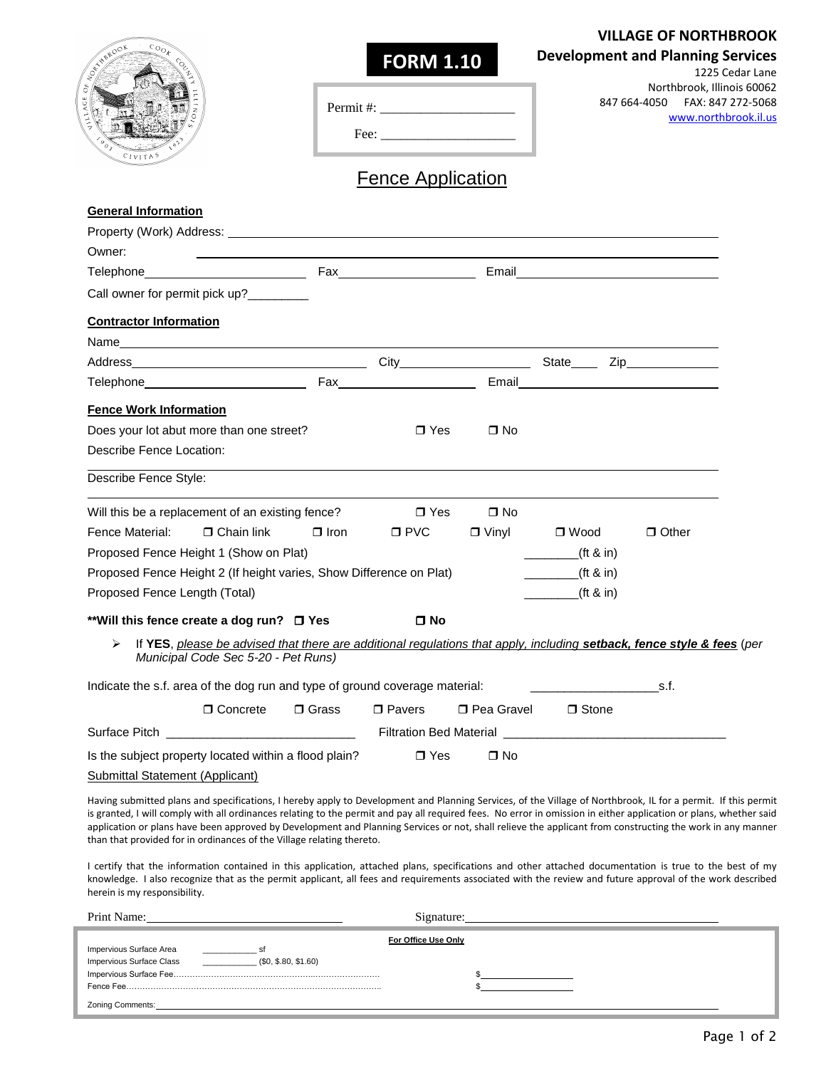**FORM 1.10**

Permit #: ____________________

Fee: ____________________

**VILLAGE OF NORTHBROOK**
**Development and Planning Services**
1225 Cedar Lane
Northbrook, Illinois 60062
847 664-4050 FAX: 847 272-5068
www.northbrook.il.us

# Fence Application

**General Information**

Property (Work) Address: ____________________

Owner: ____________________

Telephone ____________________ Fax ____________________ Email ____________________

Call owner for permit pick up?_________

**Contractor Information**

Name ____________________

Address ____________________ City ____________________ State____ Zip ____________

Telephone ____________________ Fax ____________________ Email ____________________

**Fence Work Information**

Does your lot abut more than one street? ❐ Yes ❐ No

Describe Fence Location: ____________________

Describe Fence Style: ____________________

Will this be a replacement of an existing fence? ❐ Yes ❐ No

Fence Material: ❐ Chain link ❐ Iron ❐ PVC ❐ Vinyl ❐ Wood ❐ Other

Proposed Fence Height 1 (Show on Plat) ________(ft & in)

Proposed Fence Height 2 (If height varies, Show Difference on Plat) ________(ft & in)

Proposed Fence Length (Total) ________(ft & in)

****Will this fence create a dog run?** ❐ **Yes** ❐ **No**

- If **YES**, *please be advised that there are additional regulations that apply, including* ***setback, fence style & fees*** (*per Municipal Code Sec 5-20 - Pet Runs)*

Indicate the s.f. area of the dog run and type of ground coverage material: ___________________s.f.

❐ Concrete ❐ Grass ❐ Pavers ❐ Pea Gravel ❐ Stone

Surface Pitch ____________________ Filtration Bed Material ____________________

Is the subject property located within a flood plain? ❐ Yes ❐ No

Submittal Statement (Applicant)

Having submitted plans and specifications, I hereby apply to Development and Planning Services, of the Village of Northbrook, IL for a permit. If this permit is granted, I will comply with all ordinances relating to the permit and pay all required fees. No error in omission in either application or plans, whether said application or plans have been approved by Development and Planning Services or not, shall relieve the applicant from constructing the work in any manner than that provided for in ordinances of the Village relating thereto.

I certify that the information contained in this application, attached plans, specifications and other attached documentation is true to the best of my knowledge. I also recognize that as the permit applicant, all fees and requirements associated with the review and future approval of the work described herein is my responsibility.

Print Name: ____________________ Signature: ____________________

**For Office Use Only**

Impervious Surface Area ___________ sf

Impervious Surface Class ___________ ($0, $.80, $1.60)

Impervious Surface Fee…………………………………………………………… $____________

Fence Fee…………………………………………………………………………… $____________

Zoning Comments: ____________________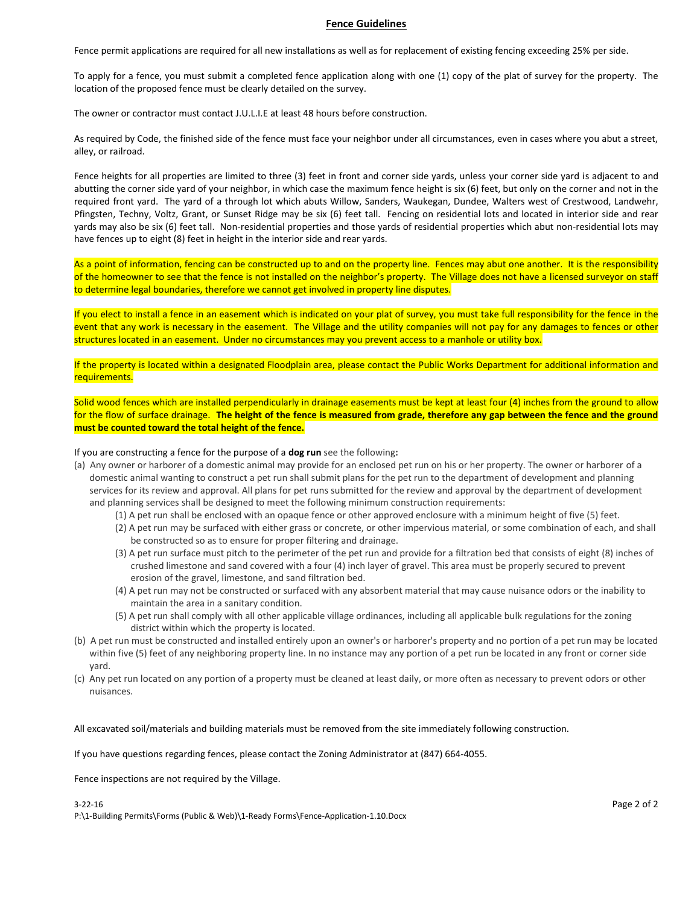## Fence Guidelines

Fence permit applications are required for all new installations as well as for replacement of existing fencing exceeding 25% per side.

To apply for a fence, you must submit a completed fence application along with one (1) copy of the plat of survey for the property. The location of the proposed fence must be clearly detailed on the survey.

The owner or contractor must contact J.U.L.I.E at least 48 hours before construction.

As required by Code, the finished side of the fence must face your neighbor under all circumstances, even in cases where you abut a street, alley, or railroad.

Fence heights for all properties are limited to three (3) feet in front and corner side yards, unless your corner side yard is adjacent to and abutting the corner side yard of your neighbor, in which case the maximum fence height is six (6) feet, but only on the corner and not in the required front yard. The yard of a through lot which abuts Willow, Sanders, Waukegan, Dundee, Walters west of Crestwood, Landwehr, Pfingsten, Techny, Voltz, Grant, or Sunset Ridge may be six (6) feet tall. Fencing on residential lots and located in interior side and rear yards may also be six (6) feet tall. Non-residential properties and those yards of residential properties which abut non-residential lots may have fences up to eight (8) feet in height in the interior side and rear yards.

As a point of information, fencing can be constructed up to and on the property line. Fences may abut one another. It is the responsibility of the homeowner to see that the fence is not installed on the neighbor's property. The Village does not have a licensed surveyor on staff to determine legal boundaries, therefore we cannot get involved in property line disputes.

If you elect to install a fence in an easement which is indicated on your plat of survey, you must take full responsibility for the fence in the event that any work is necessary in the easement. The Village and the utility companies will not pay for any damages to fences or other structures located in an easement. Under no circumstances may you prevent access to a manhole or utility box.

If the property is located within a designated Floodplain area, please contact the Public Works Department for additional information and requirements.

Solid wood fences which are installed perpendicularly in drainage easements must be kept at least four (4) inches from the ground to allow for the flow of surface drainage. **The height of the fence is measured from grade, therefore any gap between the fence and the ground must be counted toward the total height of the fence.**

If you are constructing a fence for the purpose of a **dog run** see the following**:**

(a) Any owner or harborer of a domestic animal may provide for an enclosed pet run on his or her property. The owner or harborer of a domestic animal wanting to construct a pet run shall submit plans for the pet run to the department of development and planning services for its review and approval. All plans for pet runs submitted for the review and approval by the department of development and planning services shall be designed to meet the following minimum construction requirements:
   - (1) A pet run shall be enclosed with an opaque fence or other approved enclosure with a minimum height of five (5) feet.
   - (2) A pet run may be surfaced with either grass or concrete, or other impervious material, or some combination of each, and shall be constructed so as to ensure for proper filtering and drainage.
   - (3) A pet run surface must pitch to the perimeter of the pet run and provide for a filtration bed that consists of eight (8) inches of crushed limestone and sand covered with a four (4) inch layer of gravel. This area must be properly secured to prevent erosion of the gravel, limestone, and sand filtration bed.
   - (4) A pet run may not be constructed or surfaced with any absorbent material that may cause nuisance odors or the inability to maintain the area in a sanitary condition.
   - (5) A pet run shall comply with all other applicable village ordinances, including all applicable bulk regulations for the zoning district within which the property is located.

(b) A pet run must be constructed and installed entirely upon an owner's or harborer's property and no portion of a pet run may be located within five (5) feet of any neighboring property line. In no instance may any portion of a pet run be located in any front or corner side yard.

(c) Any pet run located on any portion of a property must be cleaned at least daily, or more often as necessary to prevent odors or other nuisances.

All excavated soil/materials and building materials must be removed from the site immediately following construction.

If you have questions regarding fences, please contact the Zoning Administrator at (847) 664-4055.

Fence inspections are not required by the Village.

3-22-16

P:\1-Building Permits\Forms (Public & Web)\1-Ready Forms\Fence-Application-1.10.Docx